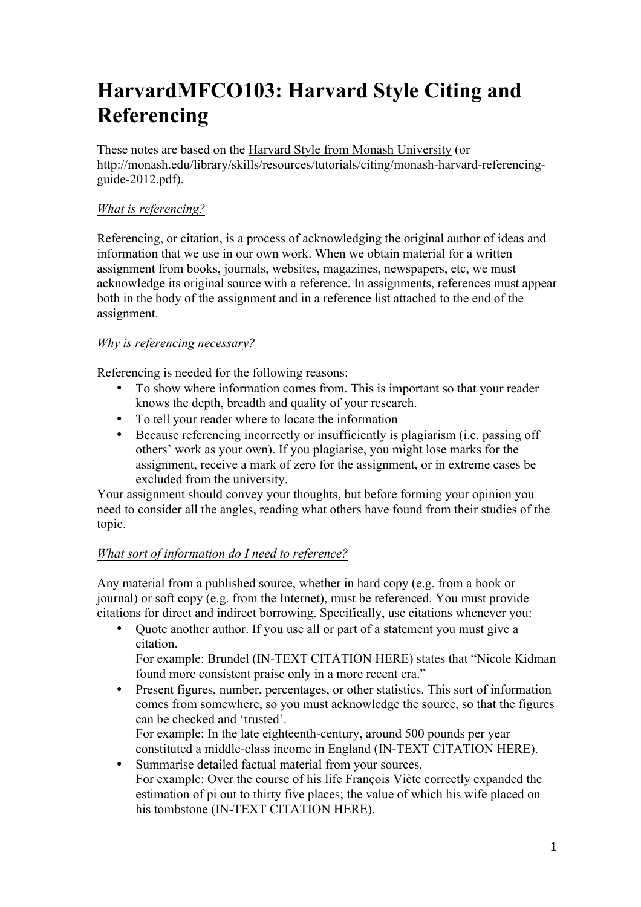# HarvardMFCO103: Harvard Style Citing and Referencing

These notes are based on the Harvard Style from Monash University (or http://monash.edu/library/skills/resources/tutorials/citing/monash-harvard-referencing-guide-2012.pdf).

*What is referencing?*

Referencing, or citation, is a process of acknowledging the original author of ideas and information that we use in our own work. When we obtain material for a written assignment from books, journals, websites, magazines, newspapers, etc, we must acknowledge its original source with a reference. In assignments, references must appear both in the body of the assignment and in a reference list attached to the end of the assignment.

*Why is referencing necessary?*

Referencing is needed for the following reasons:

- To show where information comes from. This is important so that your reader knows the depth, breadth and quality of your research.
- To tell your reader where to locate the information
- Because referencing incorrectly or insufficiently is plagiarism (i.e. passing off others' work as your own). If you plagiarise, you might lose marks for the assignment, receive a mark of zero for the assignment, or in extreme cases be excluded from the university.

Your assignment should convey your thoughts, but before forming your opinion you need to consider all the angles, reading what others have found from their studies of the topic.

*What sort of information do I need to reference?*

Any material from a published source, whether in hard copy (e.g. from a book or journal) or soft copy (e.g. from the Internet), must be referenced. You must provide citations for direct and indirect borrowing. Specifically, use citations whenever you:

- Quote another author. If you use all or part of a statement you must give a citation.
  For example: Brundel (IN-TEXT CITATION HERE) states that "Nicole Kidman found more consistent praise only in a more recent era."
- Present figures, number, percentages, or other statistics. This sort of information comes from somewhere, so you must acknowledge the source, so that the figures can be checked and 'trusted'.
  For example: In the late eighteenth-century, around 500 pounds per year constituted a middle-class income in England (IN-TEXT CITATION HERE).
- Summarise detailed factual material from your sources.
  For example: Over the course of his life François Viète correctly expanded the estimation of pi out to thirty five places; the value of which his wife placed on his tombstone (IN-TEXT CITATION HERE).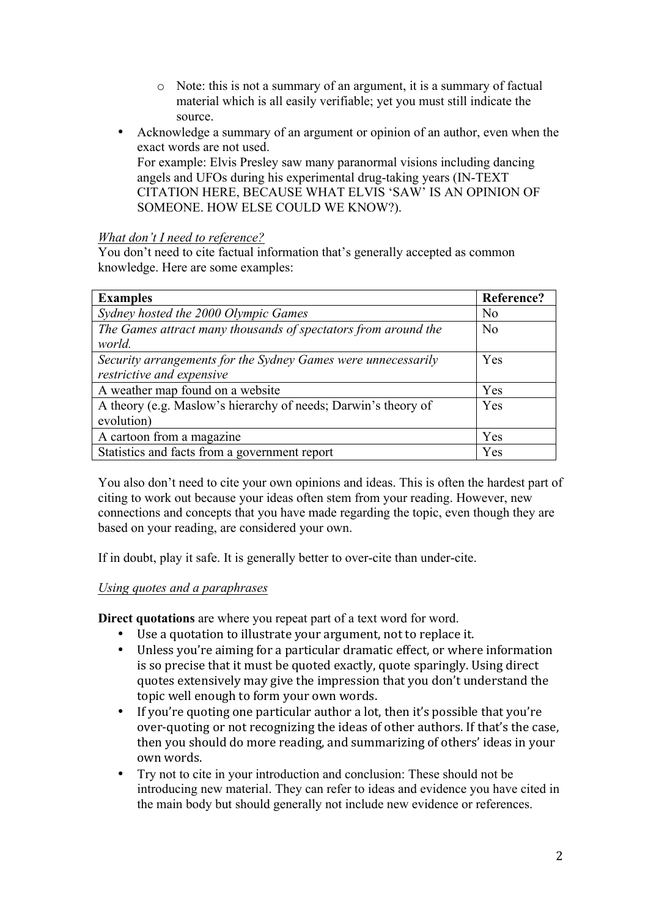- Note: this is not a summary of an argument, it is a summary of factual material which is all easily verifiable; yet you must still indicate the source.
- Acknowledge a summary of an argument or opinion of an author, even when the exact words are not used.
  For example: Elvis Presley saw many paranormal visions including dancing angels and UFOs during his experimental drug-taking years (IN-TEXT CITATION HERE, BECAUSE WHAT ELVIS 'SAW' IS AN OPINION OF SOMEONE. HOW ELSE COULD WE KNOW?).

*What don't I need to reference?*

You don't need to cite factual information that's generally accepted as common knowledge. Here are some examples:

| **Examples** | **Reference?** |
|---|---|
| *Sydney hosted the 2000 Olympic Games* | No |
| *The Games attract many thousands of spectators from around the world.* | No |
| *Security arrangements for the Sydney Games were unnecessarily restrictive and expensive* | Yes |
| A weather map found on a website | Yes |
| A theory (e.g. Maslow's hierarchy of needs; Darwin's theory of evolution) | Yes |
| A cartoon from a magazine | Yes |
| Statistics and facts from a government report | Yes |

You also don't need to cite your own opinions and ideas. This is often the hardest part of citing to work out because your ideas often stem from your reading. However, new connections and concepts that you have made regarding the topic, even though they are based on your reading, are considered your own.

If in doubt, play it safe. It is generally better to over-cite than under-cite.

*Using quotes and a paraphrases*

**Direct quotations** are where you repeat part of a text word for word.

- Use a quotation to illustrate your argument, not to replace it.
- Unless you're aiming for a particular dramatic effect, or where information is so precise that it must be quoted exactly, quote sparingly. Using direct quotes extensively may give the impression that you don't understand the topic well enough to form your own words.
- If you're quoting one particular author a lot, then it's possible that you're over-quoting or not recognizing the ideas of other authors. If that's the case, then you should do more reading, and summarizing of others' ideas in your own words.
- Try not to cite in your introduction and conclusion: These should not be introducing new material. They can refer to ideas and evidence you have cited in the main body but should generally not include new evidence or references.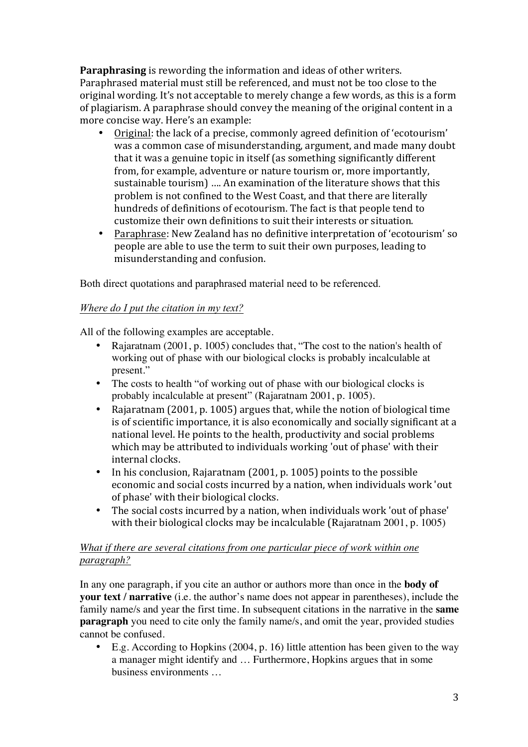**Paraphrasing** is rewording the information and ideas of other writers. Paraphrased material must still be referenced, and must not be too close to the original wording. It's not acceptable to merely change a few words, as this is a form of plagiarism. A paraphrase should convey the meaning of the original content in a more concise way. Here's an example:

- Original: the lack of a precise, commonly agreed definition of 'ecotourism' was a common case of misunderstanding, argument, and made many doubt that it was a genuine topic in itself (as something significantly different from, for example, adventure or nature tourism or, more importantly, sustainable tourism) …. An examination of the literature shows that this problem is not confined to the West Coast, and that there are literally hundreds of definitions of ecotourism. The fact is that people tend to customize their own definitions to suit their interests or situation.
- Paraphrase: New Zealand has no definitive interpretation of 'ecotourism' so people are able to use the term to suit their own purposes, leading to misunderstanding and confusion.

Both direct quotations and paraphrased material need to be referenced.

*Where do I put the citation in my text?*

All of the following examples are acceptable.

- Rajaratnam (2001, p. 1005) concludes that, "The cost to the nation's health of working out of phase with our biological clocks is probably incalculable at present."
- The costs to health "of working out of phase with our biological clocks is probably incalculable at present" (Rajaratnam 2001, p. 1005).
- Rajaratnam (2001, p. 1005) argues that, while the notion of biological time is of scientific importance, it is also economically and socially significant at a national level. He points to the health, productivity and social problems which may be attributed to individuals working 'out of phase' with their internal clocks.
- In his conclusion, Rajaratnam (2001, p. 1005) points to the possible economic and social costs incurred by a nation, when individuals work 'out of phase' with their biological clocks.
- The social costs incurred by a nation, when individuals work 'out of phase' with their biological clocks may be incalculable (Rajaratnam 2001, p. 1005)

*What if there are several citations from one particular piece of work within one paragraph?*

In any one paragraph, if you cite an author or authors more than once in the **body of your text / narrative** (i.e. the author's name does not appear in parentheses), include the family name/s and year the first time. In subsequent citations in the narrative in the **same paragraph** you need to cite only the family name/s, and omit the year, provided studies cannot be confused.

- E.g. According to Hopkins (2004, p. 16) little attention has been given to the way a manager might identify and … Furthermore, Hopkins argues that in some business environments …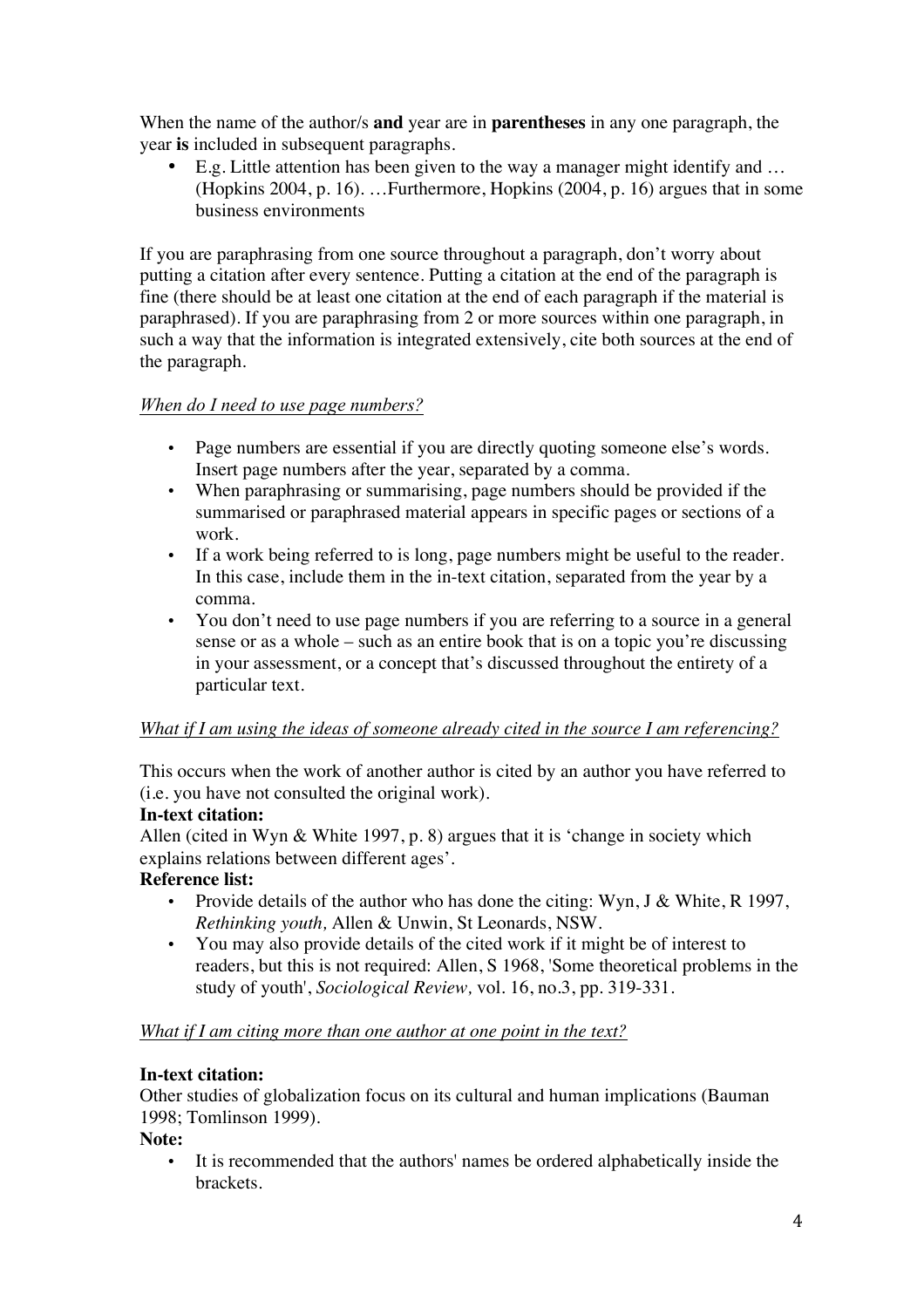When the name of the author/s **and** year are in **parentheses** in any one paragraph, the year **is** included in subsequent paragraphs.

- E.g. Little attention has been given to the way a manager might identify and … (Hopkins 2004, p. 16). …Furthermore, Hopkins (2004, p. 16) argues that in some business environments

If you are paraphrasing from one source throughout a paragraph, don't worry about putting a citation after every sentence. Putting a citation at the end of the paragraph is fine (there should be at least one citation at the end of each paragraph if the material is paraphrased). If you are paraphrasing from 2 or more sources within one paragraph, in such a way that the information is integrated extensively, cite both sources at the end of the paragraph.

*When do I need to use page numbers?*

- Page numbers are essential if you are directly quoting someone else's words. Insert page numbers after the year, separated by a comma.
- When paraphrasing or summarising, page numbers should be provided if the summarised or paraphrased material appears in specific pages or sections of a work.
- If a work being referred to is long, page numbers might be useful to the reader. In this case, include them in the in-text citation, separated from the year by a comma.
- You don't need to use page numbers if you are referring to a source in a general sense or as a whole – such as an entire book that is on a topic you're discussing in your assessment, or a concept that's discussed throughout the entirety of a particular text.

*What if I am using the ideas of someone already cited in the source I am referencing?*

This occurs when the work of another author is cited by an author you have referred to (i.e. you have not consulted the original work).

**In-text citation:**

Allen (cited in Wyn & White 1997, p. 8) argues that it is 'change in society which explains relations between different ages'.

**Reference list:**

- Provide details of the author who has done the citing: Wyn, J & White, R 1997, *Rethinking youth,* Allen & Unwin, St Leonards, NSW.
- You may also provide details of the cited work if it might be of interest to readers, but this is not required: Allen, S 1968, 'Some theoretical problems in the study of youth', *Sociological Review,* vol. 16, no.3, pp. 319-331.

*What if I am citing more than one author at one point in the text?*

**In-text citation:**

Other studies of globalization focus on its cultural and human implications (Bauman 1998; Tomlinson 1999).

**Note:**

- It is recommended that the authors' names be ordered alphabetically inside the brackets.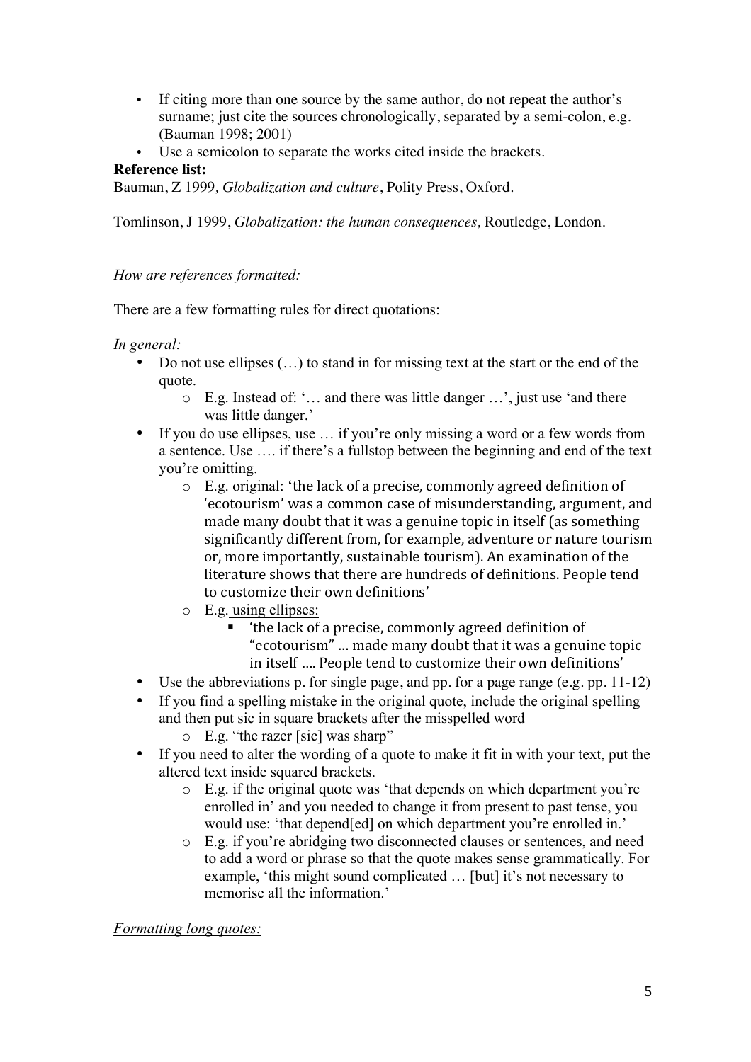- If citing more than one source by the same author, do not repeat the author's surname; just cite the sources chronologically, separated by a semi-colon, e.g. (Bauman 1998; 2001)
- Use a semicolon to separate the works cited inside the brackets.

**Reference list:**

Bauman, Z 1999, *Globalization and culture*, Polity Press, Oxford.

Tomlinson, J 1999, *Globalization: the human consequences,* Routledge, London.

*<u>How are references formatted:</u>*

There are a few formatting rules for direct quotations:

*In general:*

- Do not use ellipses (…) to stand in for missing text at the start or the end of the quote.
    - E.g. Instead of: '… and there was little danger …', just use 'and there was little danger.'
- If you do use ellipses, use … if you're only missing a word or a few words from a sentence. Use …. if there's a fullstop between the beginning and end of the text you're omitting.
    - E.g. <u>original:</u> 'the lack of a precise, commonly agreed definition of 'ecotourism' was a common case of misunderstanding, argument, and made many doubt that it was a genuine topic in itself (as something significantly different from, for example, adventure or nature tourism or, more importantly, sustainable tourism). An examination of the literature shows that there are hundreds of definitions. People tend to customize their own definitions'
    - E.g. <u>using ellipses:</u>
        - 'the lack of a precise, commonly agreed definition of "ecotourism" ... made many doubt that it was a genuine topic in itself .... People tend to customize their own definitions'
- Use the abbreviations p. for single page, and pp. for a page range (e.g. pp. 11-12)
- If you find a spelling mistake in the original quote, include the original spelling and then put sic in square brackets after the misspelled word
    - E.g. "the razer [sic] was sharp"
- If you need to alter the wording of a quote to make it fit in with your text, put the altered text inside squared brackets.
    - E.g. if the original quote was 'that depends on which department you're enrolled in' and you needed to change it from present to past tense, you would use: 'that depend[ed] on which department you're enrolled in.'
    - E.g. if you're abridging two disconnected clauses or sentences, and need to add a word or phrase so that the quote makes sense grammatically. For example, 'this might sound complicated … [but] it's not necessary to memorise all the information.'

*<u>Formatting long quotes:</u>*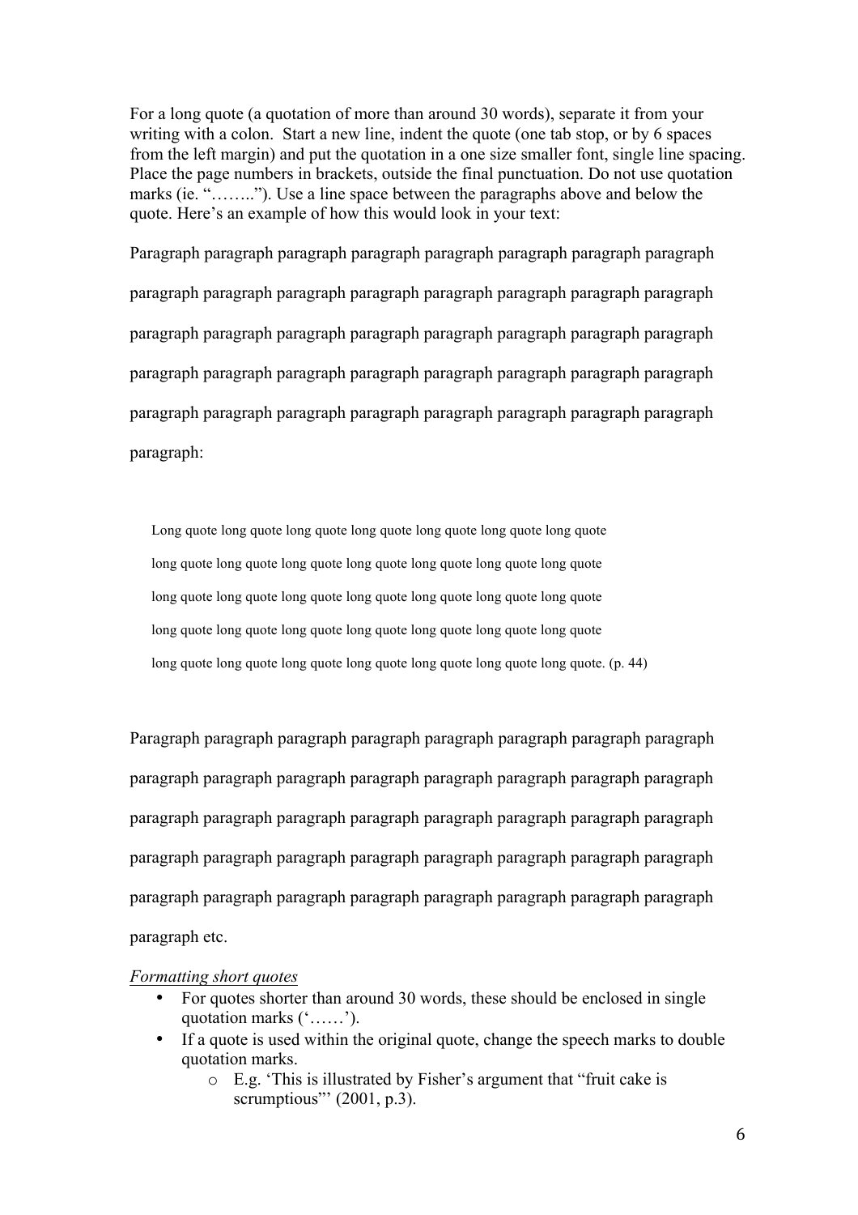For a long quote (a quotation of more than around 30 words), separate it from your writing with a colon. Start a new line, indent the quote (one tab stop, or by 6 spaces from the left margin) and put the quotation in a one size smaller font, single line spacing. Place the page numbers in brackets, outside the final punctuation. Do not use quotation marks (ie. "……..''). Use a line space between the paragraphs above and below the quote. Here's an example of how this would look in your text:

Paragraph paragraph paragraph paragraph paragraph paragraph paragraph paragraph paragraph paragraph paragraph paragraph paragraph paragraph paragraph paragraph paragraph paragraph paragraph paragraph paragraph paragraph paragraph paragraph paragraph paragraph paragraph paragraph paragraph paragraph paragraph paragraph paragraph paragraph paragraph paragraph paragraph paragraph paragraph paragraph paragraph:

> Long quote long quote long quote long quote long quote long quote long quote long quote long quote long quote long quote long quote long quote long quote long quote long quote long quote long quote long quote long quote long quote long quote long quote long quote long quote long quote long quote long quote long quote long quote long quote long quote long quote long quote long quote. (p. 44)

Paragraph paragraph paragraph paragraph paragraph paragraph paragraph paragraph paragraph paragraph paragraph paragraph paragraph paragraph paragraph paragraph paragraph paragraph paragraph paragraph paragraph paragraph paragraph paragraph paragraph paragraph paragraph paragraph paragraph paragraph paragraph paragraph paragraph paragraph paragraph paragraph paragraph paragraph paragraph paragraph paragraph etc.

*Formatting short quotes*

- For quotes shorter than around 30 words, these should be enclosed in single quotation marks ('……').
- If a quote is used within the original quote, change the speech marks to double quotation marks.
    - E.g. 'This is illustrated by Fisher's argument that "fruit cake is scrumptious"' (2001, p.3).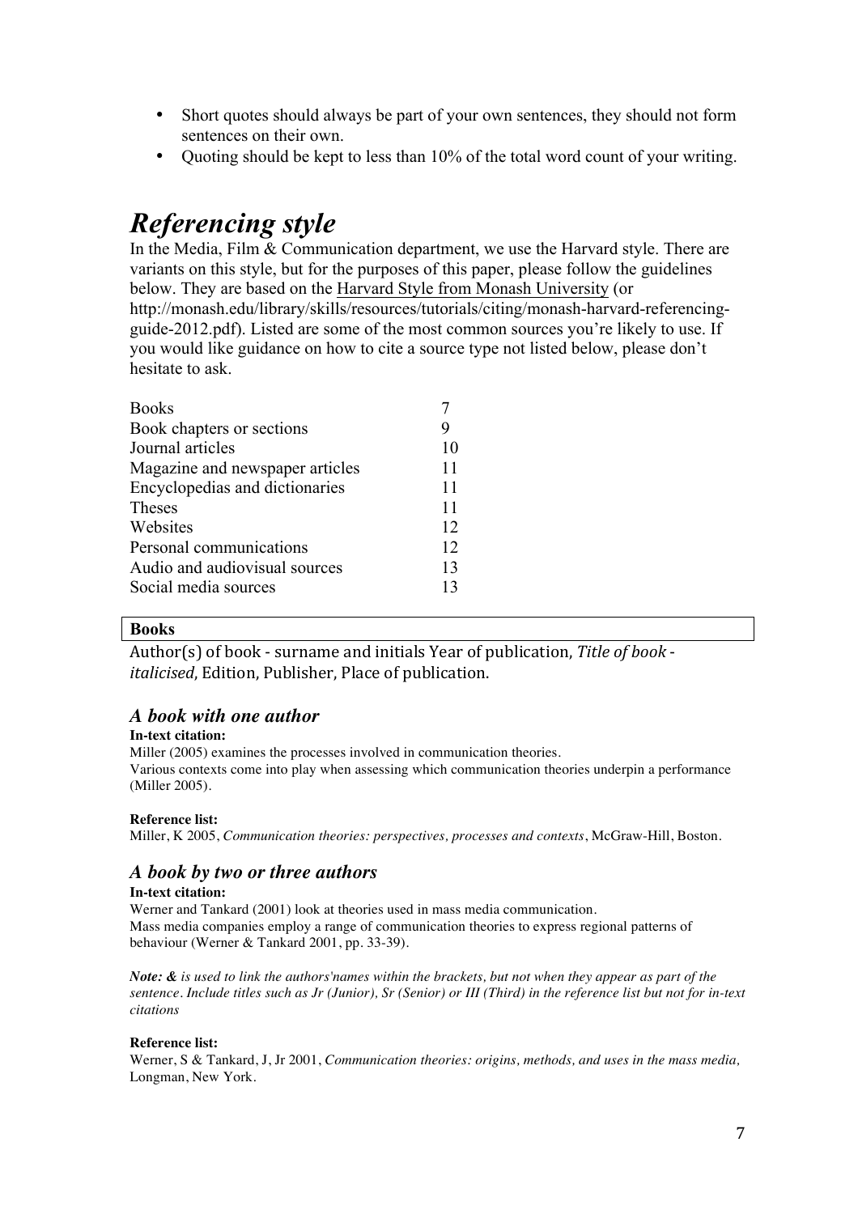- Short quotes should always be part of your own sentences, they should not form sentences on their own.
- Quoting should be kept to less than 10% of the total word count of your writing.

# *Referencing style*

In the Media, Film & Communication department, we use the Harvard style. There are variants on this style, but for the purposes of this paper, please follow the guidelines below. They are based on the Harvard Style from Monash University (or http://monash.edu/library/skills/resources/tutorials/citing/monash-harvard-referencing-guide-2012.pdf). Listed are some of the most common sources you're likely to use. If you would like guidance on how to cite a source type not listed below, please don't hesitate to ask.

| | |
|---|---|
| Books | 7 |
| Book chapters or sections | 9 |
| Journal articles | 10 |
| Magazine and newspaper articles | 11 |
| Encyclopedias and dictionaries | 11 |
| Theses | 11 |
| Websites | 12 |
| Personal communications | 12 |
| Audio and audiovisual sources | 13 |
| Social media sources | 13 |

**Books**

Author(s) of book - surname and initials Year of publication, *Title of book - italicised*, Edition, Publisher, Place of publication.

### *A book with one author*

**In-text citation:**

Miller (2005) examines the processes involved in communication theories.
Various contexts come into play when assessing which communication theories underpin a performance (Miller 2005).

**Reference list:**

Miller, K 2005, *Communication theories: perspectives, processes and contexts*, McGraw-Hill, Boston.

### *A book by two or three authors*

**In-text citation:**

Werner and Tankard (2001) look at theories used in mass media communication.
Mass media companies employ a range of communication theories to express regional patterns of behaviour (Werner & Tankard 2001, pp. 33-39).

***Note: &*** *is used to link the authors'names within the brackets, but not when they appear as part of the sentence. Include titles such as Jr (Junior), Sr (Senior) or III (Third) in the reference list but not for in-text citations*

**Reference list:**

Werner, S & Tankard, J, Jr 2001, *Communication theories: origins, methods, and uses in the mass media,* Longman, New York.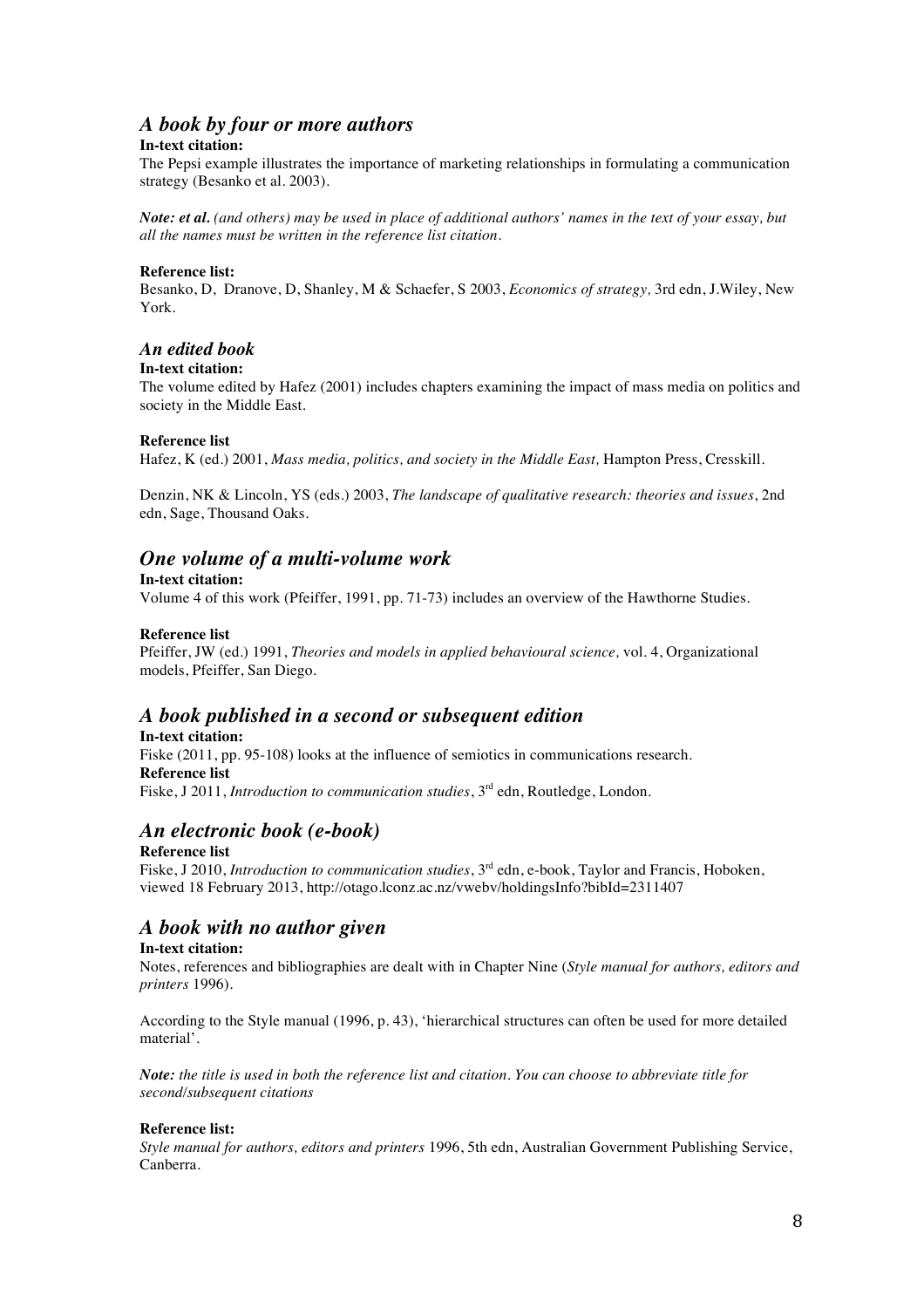## *A book by four or more authors*

**In-text citation:**

The Pepsi example illustrates the importance of marketing relationships in formulating a communication strategy (Besanko et al. 2003).

***Note: et al.*** *(and others) may be used in place of additional authors' names in the text of your essay, but all the names must be written in the reference list citation.*

**Reference list:**

Besanko, D, Dranove, D, Shanley, M & Schaefer, S 2003, *Economics of strategy,* 3rd edn, J.Wiley, New York.

### *An edited book*

**In-text citation:**

The volume edited by Hafez (2001) includes chapters examining the impact of mass media on politics and society in the Middle East.

**Reference list**

Hafez, K (ed.) 2001, *Mass media, politics, and society in the Middle East,* Hampton Press, Cresskill.

Denzin, NK & Lincoln, YS (eds.) 2003, *The landscape of qualitative research: theories and issues*, 2nd edn, Sage, Thousand Oaks.

## *One volume of a multi-volume work*

**In-text citation:**

Volume 4 of this work (Pfeiffer, 1991, pp. 71-73) includes an overview of the Hawthorne Studies.

**Reference list**

Pfeiffer, JW (ed.) 1991, *Theories and models in applied behavioural science,* vol. 4, Organizational models, Pfeiffer, San Diego.

## *A book published in a second or subsequent edition*

**In-text citation:**

Fiske (2011, pp. 95-108) looks at the influence of semiotics in communications research.

**Reference list**

Fiske, J 2011, *Introduction to communication studies*, 3rd edn, Routledge, London.

## *An electronic book (e-book)*

**Reference list**

Fiske, J 2010, *Introduction to communication studies*, 3rd edn, e-book, Taylor and Francis, Hoboken, viewed 18 February 2013, http://otago.lconz.ac.nz/vwebv/holdingsInfo?bibId=2311407

## *A book with no author given*

**In-text citation:**

Notes, references and bibliographies are dealt with in Chapter Nine (*Style manual for authors, editors and printers* 1996).

According to the Style manual (1996, p. 43), 'hierarchical structures can often be used for more detailed material'.

***Note:*** *the title is used in both the reference list and citation. You can choose to abbreviate title for second/subsequent citations*

**Reference list:**

*Style manual for authors, editors and printers* 1996, 5th edn, Australian Government Publishing Service, Canberra.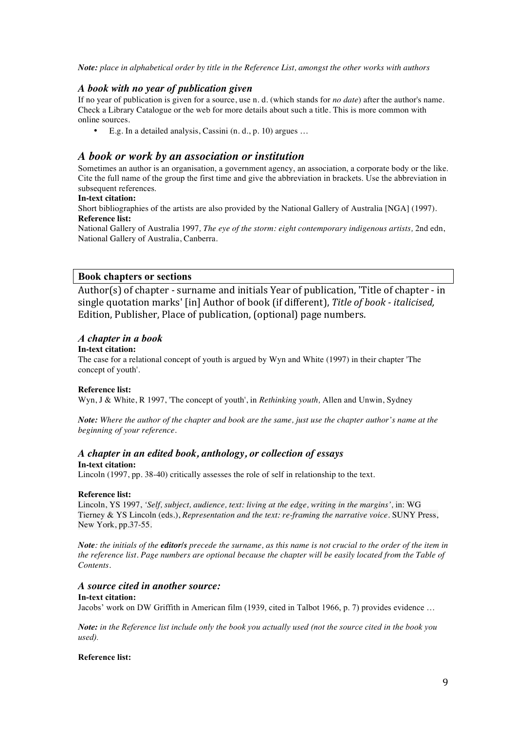*Note: place in alphabetical order by title in the Reference List, amongst the other works with authors*

### *A book with no year of publication given*

If no year of publication is given for a source, use n. d. (which stands for *no date*) after the author's name. Check a Library Catalogue or the web for more details about such a title. This is more common with online sources.

- E.g. In a detailed analysis, Cassini (n. d., p. 10) argues …

## *A book or work by an association or institution*

Sometimes an author is an organisation, a government agency, an association, a corporate body or the like. Cite the full name of the group the first time and give the abbreviation in brackets. Use the abbreviation in subsequent references.

**In-text citation:**

Short bibliographies of the artists are also provided by the National Gallery of Australia [NGA] (1997).

**Reference list:**

National Gallery of Australia 1997, *The eye of the storm: eight contemporary indigenous artists,* 2nd edn, National Gallery of Australia, Canberra.

## Book chapters or sections

Author(s) of chapter - surname and initials Year of publication, 'Title of chapter - in single quotation marks' [in] Author of book (if different), *Title of book - italicised,* Edition, Publisher, Place of publication, (optional) page numbers.

### *A chapter in a book*

**In-text citation:**

The case for a relational concept of youth is argued by Wyn and White (1997) in their chapter 'The concept of youth'.

**Reference list:**

Wyn, J & White, R 1997, 'The concept of youth', in *Rethinking youth,* Allen and Unwin, Sydney

*Note: Where the author of the chapter and book are the same, just use the chapter author's name at the beginning of your reference.*

### *A chapter in an edited book, anthology, or collection of essays*

**In-text citation:**

Lincoln (1997, pp. 38-40) critically assesses the role of self in relationship to the text.

**Reference list:**

Lincoln, YS 1997, *'Self, subject, audience, text: living at the edge, writing in the margins',* in: WG Tierney & YS Lincoln (eds.), *Representation and the text: re-framing the narrative voice*. SUNY Press, New York, pp.37-55.

*Note: the initials of the **editor/s** precede the surname, as this name is not crucial to the order of the item in the reference list. Page numbers are optional because the chapter will be easily located from the Table of Contents.*

### *A source cited in another source:*

**In-text citation:**

Jacobs' work on DW Griffith in American film (1939, cited in Talbot 1966, p. 7) provides evidence …

*Note: in the Reference list include only the book you actually used (not the source cited in the book you used).*

**Reference list:**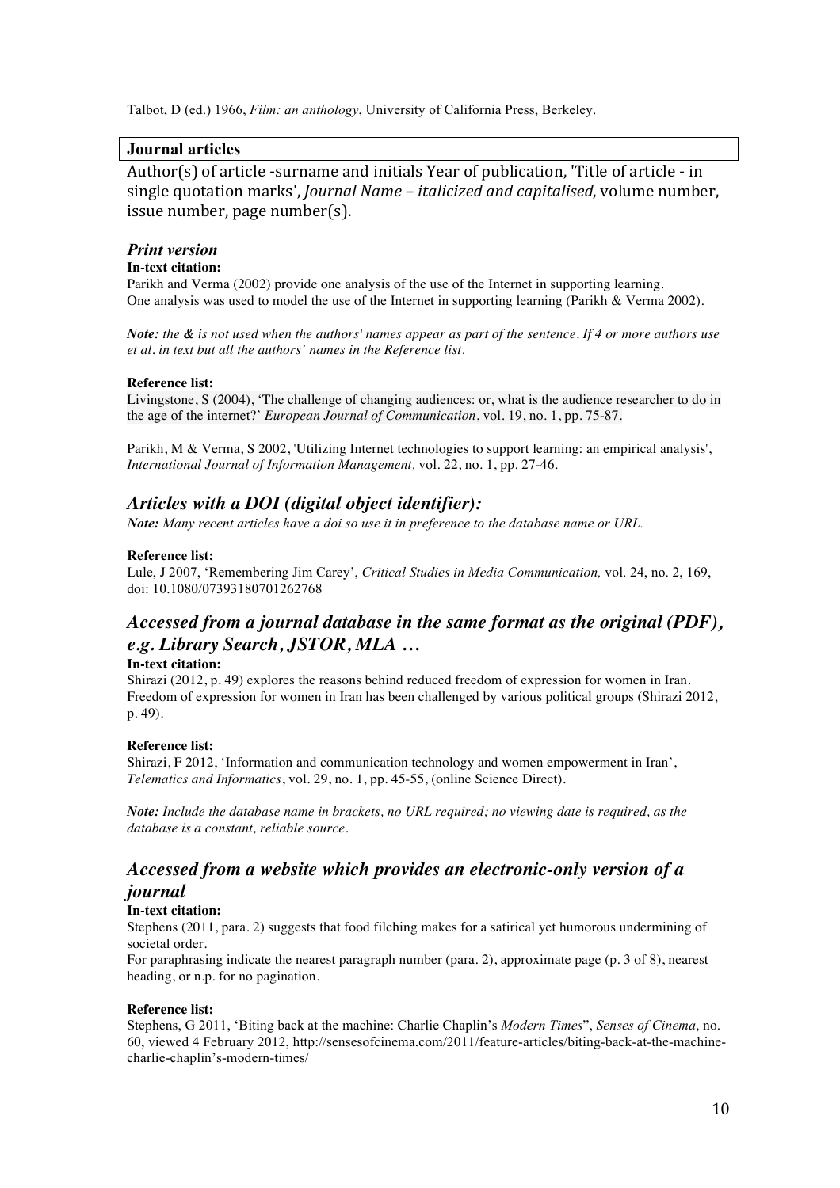Talbot, D (ed.) 1966, *Film: an anthology*, University of California Press, Berkeley.

## Journal articles

Author(s) of article -surname and initials Year of publication, 'Title of article - in single quotation marks', *Journal Name – italicized and capitalised*, volume number, issue number, page number(s).

### *Print version*

**In-text citation:**

Parikh and Verma (2002) provide one analysis of the use of the Internet in supporting learning.
One analysis was used to model the use of the Internet in supporting learning (Parikh & Verma 2002).

***Note:*** *the **&** is not used when the authors' names appear as part of the sentence. If 4 or more authors use et al. in text but all the authors' names in the Reference list.*

**Reference list:**

Livingstone, S (2004), 'The challenge of changing audiences: or, what is the audience researcher to do in the age of the internet?' *European Journal of Communication*, vol. 19, no. 1, pp. 75-87.

Parikh, M & Verma, S 2002, 'Utilizing Internet technologies to support learning: an empirical analysis', *International Journal of Information Management,* vol. 22, no. 1, pp. 27-46.

### *Articles with a DOI (digital object identifier):*

***Note:*** *Many recent articles have a doi so use it in preference to the database name or URL.*

**Reference list:**

Lule, J 2007, 'Remembering Jim Carey', *Critical Studies in Media Communication,* vol. 24, no. 2, 169, doi: 10.1080/07393180701262768

### *Accessed from a journal database in the same format as the original (PDF), e.g. Library Search, JSTOR, MLA …*

**In-text citation:**

Shirazi (2012, p. 49) explores the reasons behind reduced freedom of expression for women in Iran.
Freedom of expression for women in Iran has been challenged by various political groups (Shirazi 2012, p. 49).

**Reference list:**

Shirazi, F 2012, 'Information and communication technology and women empowerment in Iran', *Telematics and Informatics*, vol. 29, no. 1, pp. 45-55, (online Science Direct).

***Note:*** *Include the database name in brackets, no URL required; no viewing date is required, as the database is a constant, reliable source.*

### *Accessed from a website which provides an electronic-only version of a journal*

**In-text citation:**

Stephens (2011, para. 2) suggests that food filching makes for a satirical yet humorous undermining of societal order.
For paraphrasing indicate the nearest paragraph number (para. 2), approximate page (p. 3 of 8), nearest heading, or n.p. for no pagination.

**Reference list:**

Stephens, G 2011, 'Biting back at the machine: Charlie Chaplin's *Modern Times*", *Senses of Cinema*, no. 60, viewed 4 February 2012, http://sensesofcinema.com/2011/feature-articles/biting-back-at-the-machine-charlie-chaplin's-modern-times/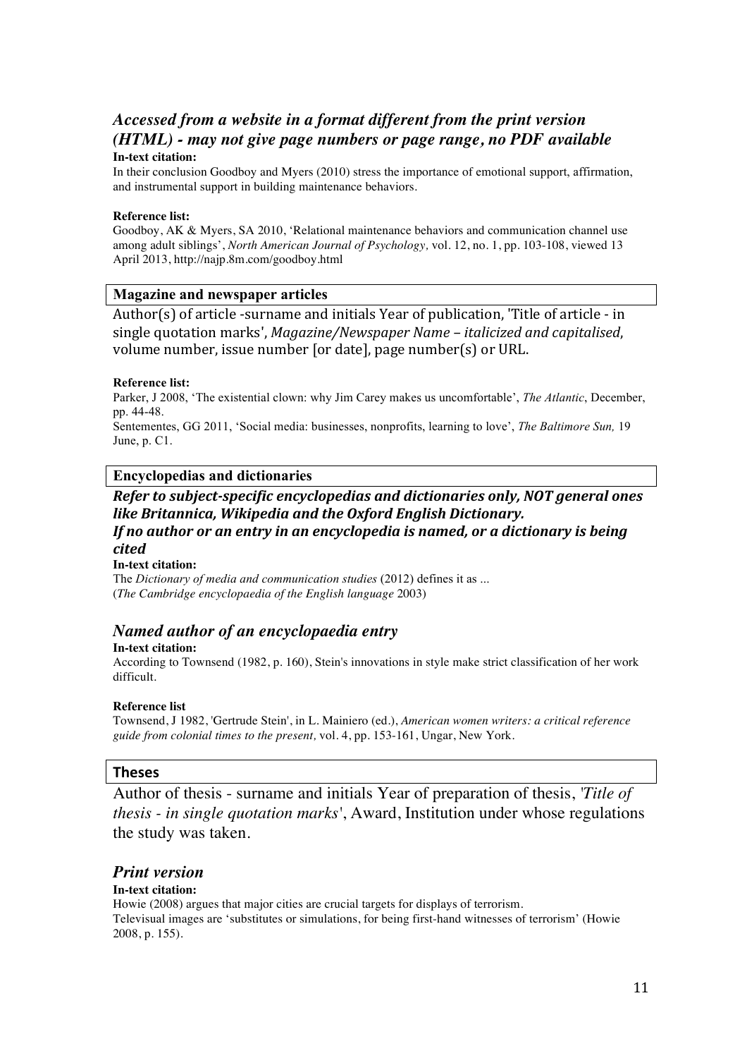### *Accessed from a website in a format different from the print version (HTML) - may not give page numbers or page range, no PDF available*

**In-text citation:**

In their conclusion Goodboy and Myers (2010) stress the importance of emotional support, affirmation, and instrumental support in building maintenance behaviors.

**Reference list:**

Goodboy, AK & Myers, SA 2010, 'Relational maintenance behaviors and communication channel use among adult siblings', *North American Journal of Psychology,* vol. 12, no. 1, pp. 103-108, viewed 13 April 2013, http://najp.8m.com/goodboy.html

## Magazine and newspaper articles

Author(s) of article -surname and initials Year of publication, 'Title of article - in single quotation marks', *Magazine/Newspaper Name – italicized and capitalised*, volume number, issue number [or date], page number(s) or URL.

**Reference list:**

Parker, J 2008, 'The existential clown: why Jim Carey makes us uncomfortable', *The Atlantic*, December, pp. 44-48.

Sentementes, GG 2011, 'Social media: businesses, nonprofits, learning to love', *The Baltimore Sun,* 19 June, p. C1.

## Encyclopedias and dictionaries

***Refer to subject-specific encyclopedias and dictionaries only, NOT general ones like Britannica, Wikipedia and the Oxford English Dictionary.***

***If no author or an entry in an encyclopedia is named, or a dictionary is being cited***

**In-text citation:**

The *Dictionary of media and communication studies* (2012) defines it as ...

(*The Cambridge encyclopaedia of the English language* 2003)

### *Named author of an encyclopaedia entry*

**In-text citation:**

According to Townsend (1982, p. 160), Stein's innovations in style make strict classification of her work difficult.

**Reference list**

Townsend, J 1982, 'Gertrude Stein', in L. Mainiero (ed.), *American women writers: a critical reference guide from colonial times to the present,* vol. 4, pp. 153-161, Ungar, New York.

## Theses

Author of thesis - surname and initials Year of preparation of thesis, '*Title of thesis - in single quotation marks*', Award, Institution under whose regulations the study was taken.

### *Print version*

**In-text citation:**

Howie (2008) argues that major cities are crucial targets for displays of terrorism.

Televisual images are 'substitutes or simulations, for being first-hand witnesses of terrorism' (Howie 2008, p. 155).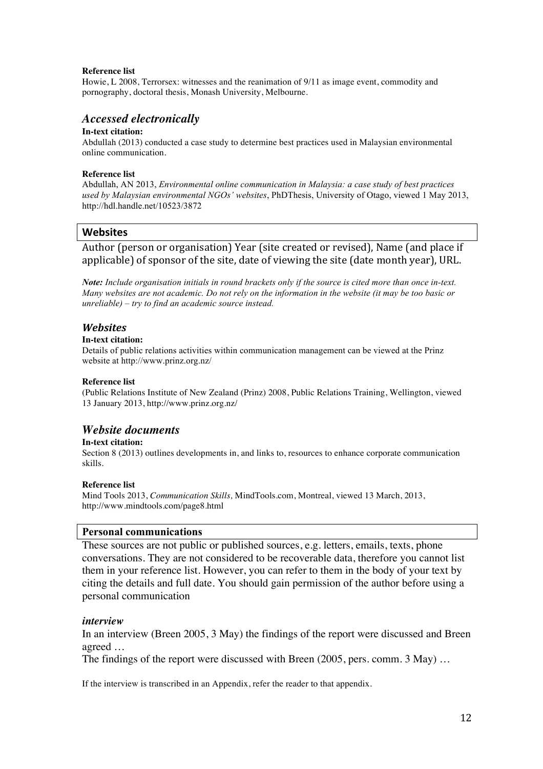**Reference list**

Howie, L 2008, Terrorsex: witnesses and the reanimation of 9/11 as image event, commodity and pornography, doctoral thesis, Monash University, Melbourne.

### *Accessed electronically*

**In-text citation:**

Abdullah (2013) conducted a case study to determine best practices used in Malaysian environmental online communication.

**Reference list**

Abdullah, AN 2013, *Environmental online communication in Malaysia: a case study of best practices used by Malaysian environmental NGOs' websites*, PhDThesis, University of Otago, viewed 1 May 2013, http://hdl.handle.net/10523/3872

## Websites

Author (person or organisation) Year (site created or revised), Name (and place if applicable) of sponsor of the site, date of viewing the site (date month year), URL.

***Note:*** *Include organisation initials in round brackets only if the source is cited more than once in-text. Many websites are not academic. Do not rely on the information in the website (it may be too basic or unreliable) – try to find an academic source instead.*

### *Websites*

**In-text citation:**

Details of public relations activities within communication management can be viewed at the Prinz website at http://www.prinz.org.nz/

**Reference list**

(Public Relations Institute of New Zealand (Prinz) 2008, Public Relations Training, Wellington, viewed 13 January 2013, http://www.prinz.org.nz/

### *Website documents*

**In-text citation:**

Section 8 (2013) outlines developments in, and links to, resources to enhance corporate communication skills.

**Reference list**

Mind Tools 2013, *Communication Skills,* MindTools.com, Montreal, viewed 13 March, 2013, http://www.mindtools.com/page8.html

## Personal communications

These sources are not public or published sources, e.g. letters, emails, texts, phone conversations. They are not considered to be recoverable data, therefore you cannot list them in your reference list. However, you can refer to them in the body of your text by citing the details and full date. You should gain permission of the author before using a personal communication

### *interview*

In an interview (Breen 2005, 3 May) the findings of the report were discussed and Breen agreed …

The findings of the report were discussed with Breen (2005, pers. comm. 3 May) …

If the interview is transcribed in an Appendix, refer the reader to that appendix.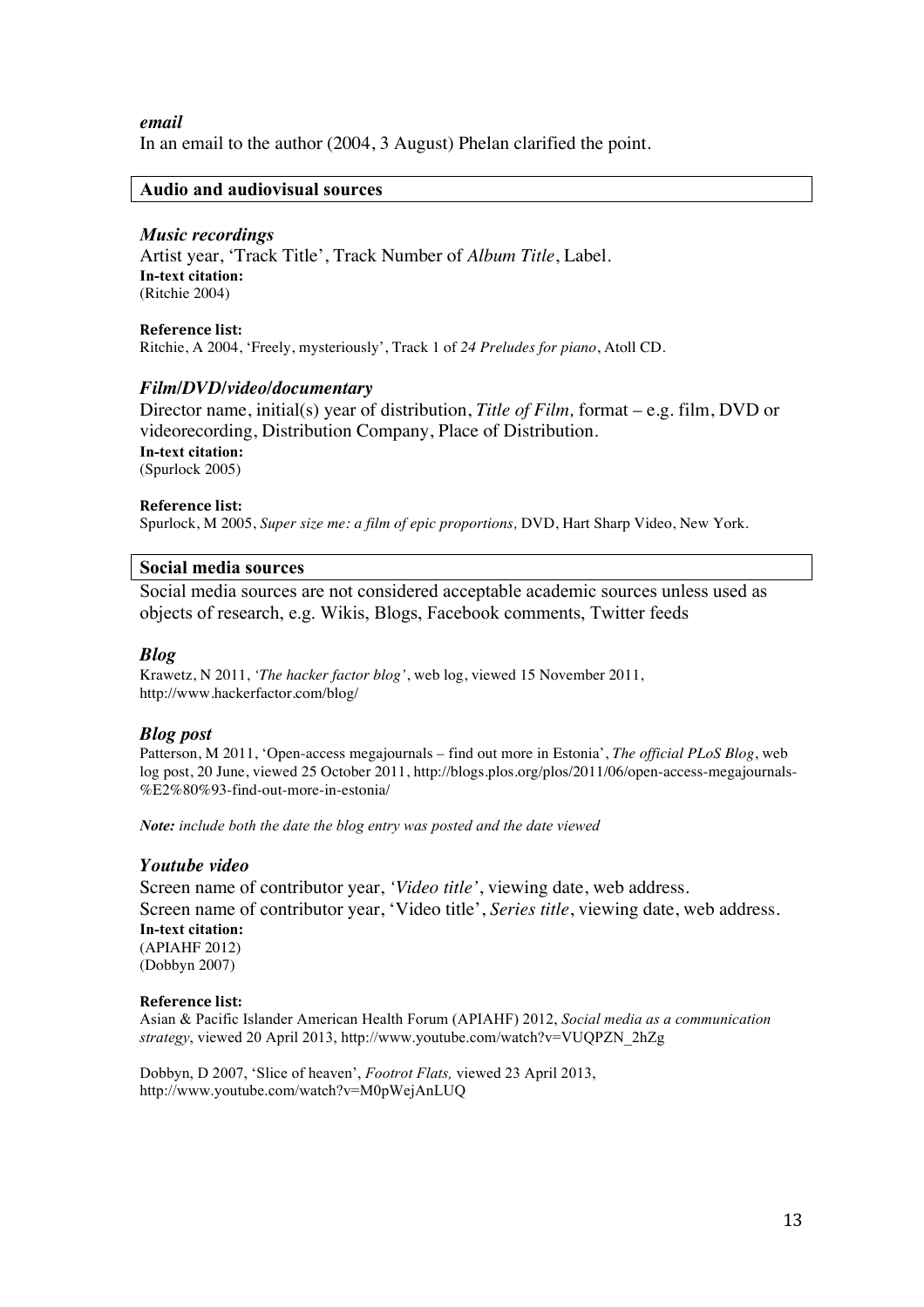***email***

In an email to the author (2004, 3 August) Phelan clarified the point.

## Audio and audiovisual sources

### *Music recordings*

Artist year, 'Track Title', Track Number of *Album Title*, Label.

**In-text citation:**
(Ritchie 2004)

**Reference list:**
Ritchie, A 2004, 'Freely, mysteriously', Track 1 of *24 Preludes for piano*, Atoll CD.

### *Film/DVD/video/documentary*

Director name, initial(s) year of distribution, *Title of Film,* format – e.g. film, DVD or videorecording, Distribution Company, Place of Distribution.

**In-text citation:**
(Spurlock 2005)

**Reference list:**
Spurlock, M 2005, *Super size me: a film of epic proportions,* DVD, Hart Sharp Video, New York.

## Social media sources

Social media sources are not considered acceptable academic sources unless used as objects of research, e.g. Wikis, Blogs, Facebook comments, Twitter feeds

### *Blog*

Krawetz, N 2011, *'The hacker factor blog'*, web log, viewed 15 November 2011, http://www.hackerfactor.com/blog/

### *Blog post*

Patterson, M 2011, 'Open-access megajournals – find out more in Estonia', *The official PLoS Blog*, web log post, 20 June, viewed 25 October 2011, http://blogs.plos.org/plos/2011/06/open-access-megajournals-%E2%80%93-find-out-more-in-estonia/

***Note:** include both the date the blog entry was posted and the date viewed*

### *Youtube video*

Screen name of contributor year, *'Video title'*, viewing date, web address.
Screen name of contributor year, 'Video title', *Series title*, viewing date, web address.

**In-text citation:**
(APIAHF 2012)
(Dobbyn 2007)

**Reference list:**
Asian & Pacific Islander American Health Forum (APIAHF) 2012, *Social media as a communication strategy*, viewed 20 April 2013, http://www.youtube.com/watch?v=VUQPZN_2hZg

Dobbyn, D 2007, 'Slice of heaven', *Footrot Flats,* viewed 23 April 2013, http://www.youtube.com/watch?v=M0pWejAnLUQ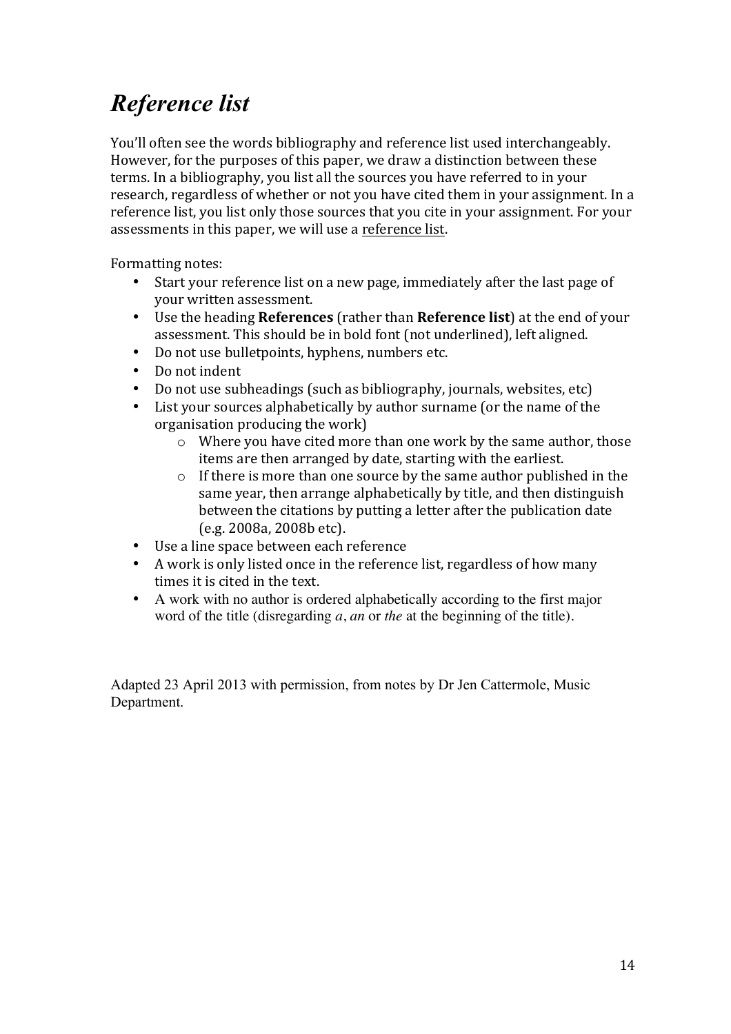## *Reference list*

You'll often see the words bibliography and reference list used interchangeably. However, for the purposes of this paper, we draw a distinction between these terms. In a bibliography, you list all the sources you have referred to in your research, regardless of whether or not you have cited them in your assignment. In a reference list, you list only those sources that you cite in your assignment. For your assessments in this paper, we will use a <u>reference list</u>.

Formatting notes:

- Start your reference list on a new page, immediately after the last page of your written assessment.
- Use the heading **References** (rather than **Reference list**) at the end of your assessment. This should be in bold font (not underlined), left aligned.
- Do not use bulletpoints, hyphens, numbers etc.
- Do not indent
- Do not use subheadings (such as bibliography, journals, websites, etc)
- List your sources alphabetically by author surname (or the name of the organisation producing the work)
    - Where you have cited more than one work by the same author, those items are then arranged by date, starting with the earliest.
    - If there is more than one source by the same author published in the same year, then arrange alphabetically by title, and then distinguish between the citations by putting a letter after the publication date (e.g. 2008a, 2008b etc).
- Use a line space between each reference
- A work is only listed once in the reference list, regardless of how many times it is cited in the text.
- A work with no author is ordered alphabetically according to the first major word of the title (disregarding *a*, *an* or *the* at the beginning of the title).

Adapted 23 April 2013 with permission, from notes by Dr Jen Cattermole, Music Department.